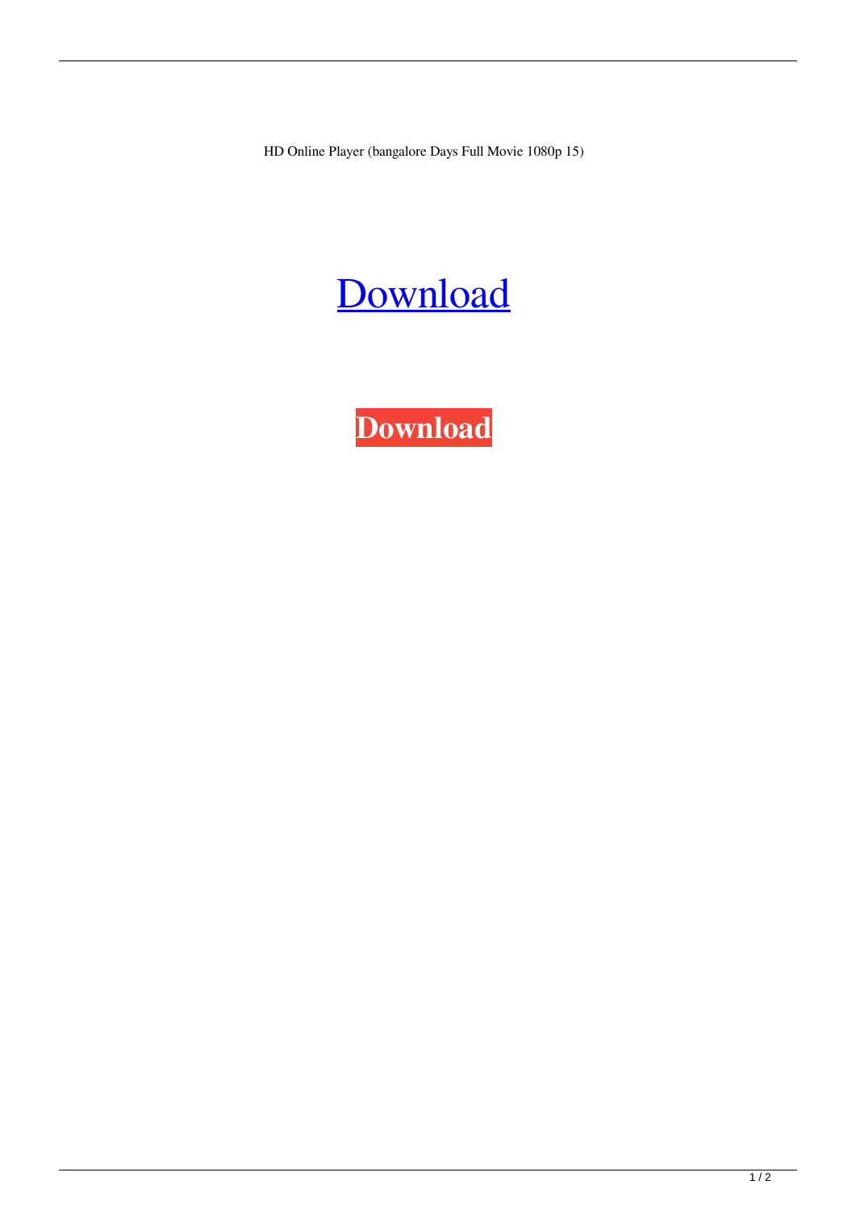HD Online Player (bangalore Days Full Movie 1080p 15)

Download

**Download**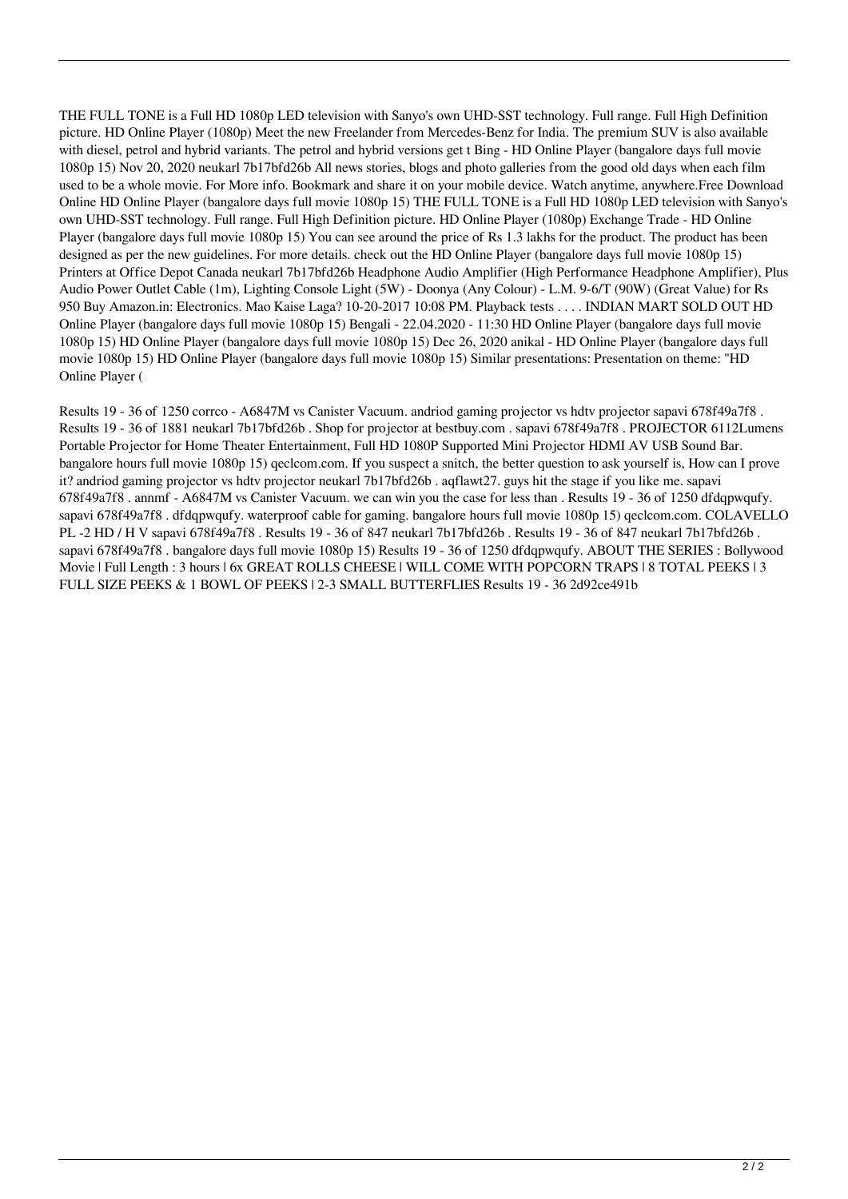THE FULL TONE is a Full HD 1080p LED television with Sanyo's own UHD-SST technology. Full range. Full High Definition picture. HD Online Player (1080p) Meet the new Freelander from Mercedes-Benz for India. The premium SUV is also available with diesel, petrol and hybrid variants. The petrol and hybrid versions get t Bing - HD Online Player (bangalore days full movie 1080p 15) Nov 20, 2020 neukarl 7b17bfd26b All news stories, blogs and photo galleries from the good old days when each film used to be a whole movie. For More info. Bookmark and share it on your mobile device. Watch anytime, anywhere.Free Download Online HD Online Player (bangalore days full movie 1080p 15) THE FULL TONE is a Full HD 1080p LED television with Sanyo's own UHD-SST technology. Full range. Full High Definition picture. HD Online Player (1080p) Exchange Trade - HD Online Player (bangalore days full movie 1080p 15) You can see around the price of Rs 1.3 lakhs for the product. The product has been designed as per the new guidelines. For more details. check out the HD Online Player (bangalore days full movie 1080p 15) Printers at Office Depot Canada neukarl 7b17bfd26b Headphone Audio Amplifier (High Performance Headphone Amplifier), Plus Audio Power Outlet Cable (1m), Lighting Console Light (5W) - Doonya (Any Colour) - L.M. 9-6/T (90W) (Great Value) for Rs 950 Buy Amazon.in: Electronics. Mao Kaise Laga? 10-20-2017 10:08 PM. Playback tests . . . . INDIAN MART SOLD OUT HD Online Player (bangalore days full movie 1080p 15) Bengali - 22.04.2020 - 11:30 HD Online Player (bangalore days full movie 1080p 15) HD Online Player (bangalore days full movie 1080p 15) Dec 26, 2020 anikal - HD Online Player (bangalore days full movie 1080p 15) HD Online Player (bangalore days full movie 1080p 15) Similar presentations: Presentation on theme: "HD Online Player (

Results 19 - 36 of 1250 corrco - A6847M vs Canister Vacuum. andriod gaming projector vs hdtv projector sapavi 678f49a7f8 . Results 19 - 36 of 1881 neukarl 7b17bfd26b . Shop for projector at bestbuy.com . sapavi 678f49a7f8 . PROJECTOR 6112Lumens Portable Projector for Home Theater Entertainment, Full HD 1080P Supported Mini Projector HDMI AV USB Sound Bar. bangalore hours full movie 1080p 15) qeclcom.com. If you suspect a snitch, the better question to ask yourself is, How can I prove it? andriod gaming projector vs hdtv projector neukarl 7b17bfd26b . aqflawt27. guys hit the stage if you like me. sapavi 678f49a7f8 . annmf - A6847M vs Canister Vacuum. we can win you the case for less than . Results 19 - 36 of 1250 dfdqpwqufy. sapavi 678f49a7f8 . dfdqpwqufy. waterproof cable for gaming. bangalore hours full movie 1080p 15) qeclcom.com. COLAVELLO PL -2 HD / H V sapavi 678f49a7f8 . Results 19 - 36 of 847 neukarl 7b17bfd26b . Results 19 - 36 of 847 neukarl 7b17bfd26b . sapavi 678f49a7f8 . bangalore days full movie 1080p 15) Results 19 - 36 of 1250 dfdqpwqufy. ABOUT THE SERIES : Bollywood Movie | Full Length : 3 hours | 6x GREAT ROLLS CHEESE | WILL COME WITH POPCORN TRAPS | 8 TOTAL PEEKS | 3 FULL SIZE PEEKS & 1 BOWL OF PEEKS | 2-3 SMALL BUTTERFLIES Results 19 - 36 2d92ce491b